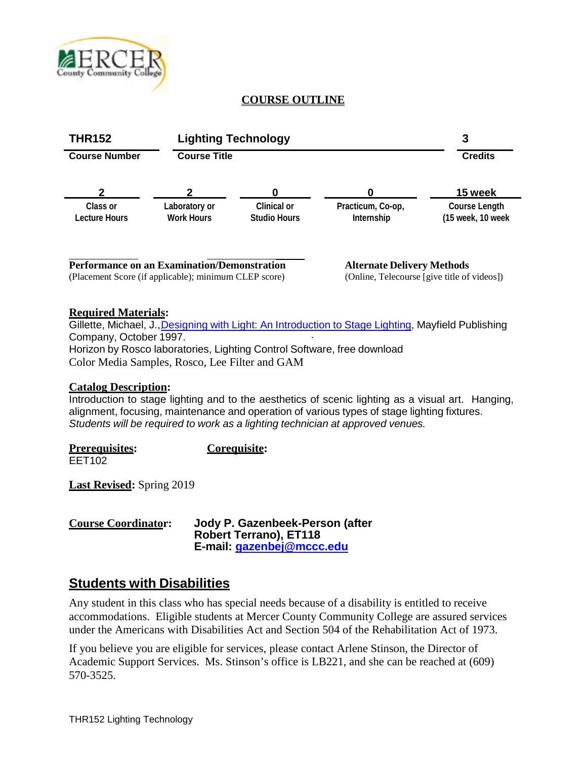# COURSE OUTLINE

| THR152 | Lighting Technology | 3 |
|---|---|---|
| **Course Number** | **Course Title** | **Credits** |

| 2 | 2 | 0 | 0 | 15 week |
|---|---|---|---|---|
| Class or Lecture Hours | Laboratory or Work Hours | Clinical or Studio Hours | Practicum, Co-op, Internship | Course Length (15 week, 10 week |

**Performance on an Examination/Demonstration**
(Placement Score (if applicable); minimum CLEP score)

**Alternate Delivery Methods**
(Online, Telecourse [give title of videos])

**Required Materials:**
Gillette, Michael, J., Designing with Light: An Introduction to Stage Lighting, Mayfield Publishing Company, October 1997.
Horizon by Rosco laboratories, Lighting Control Software, free download
Color Media Samples, Rosco, Lee Filter and GAM

**Catalog Description:**
Introduction to stage lighting and to the aesthetics of scenic lighting as a visual art. Hanging, alignment, focusing, maintenance and operation of various types of stage lighting fixtures. *Students will be required to work as a lighting technician at approved venues.*

**Prerequisites:**
EET102

**Corequisite:**

**Last Revised:** Spring 2019

**Course Coordinator:** **Jody P. Gazenbeek-Person (after Robert Terrano), ET118**
**E-mail: gazenbej@mccc.edu**

## Students with Disabilities

Any student in this class who has special needs because of a disability is entitled to receive accommodations. Eligible students at Mercer County Community College are assured services under the Americans with Disabilities Act and Section 504 of the Rehabilitation Act of 1973.

If you believe you are eligible for services, please contact Arlene Stinson, the Director of Academic Support Services. Ms. Stinson's office is LB221, and she can be reached at (609) 570-3525.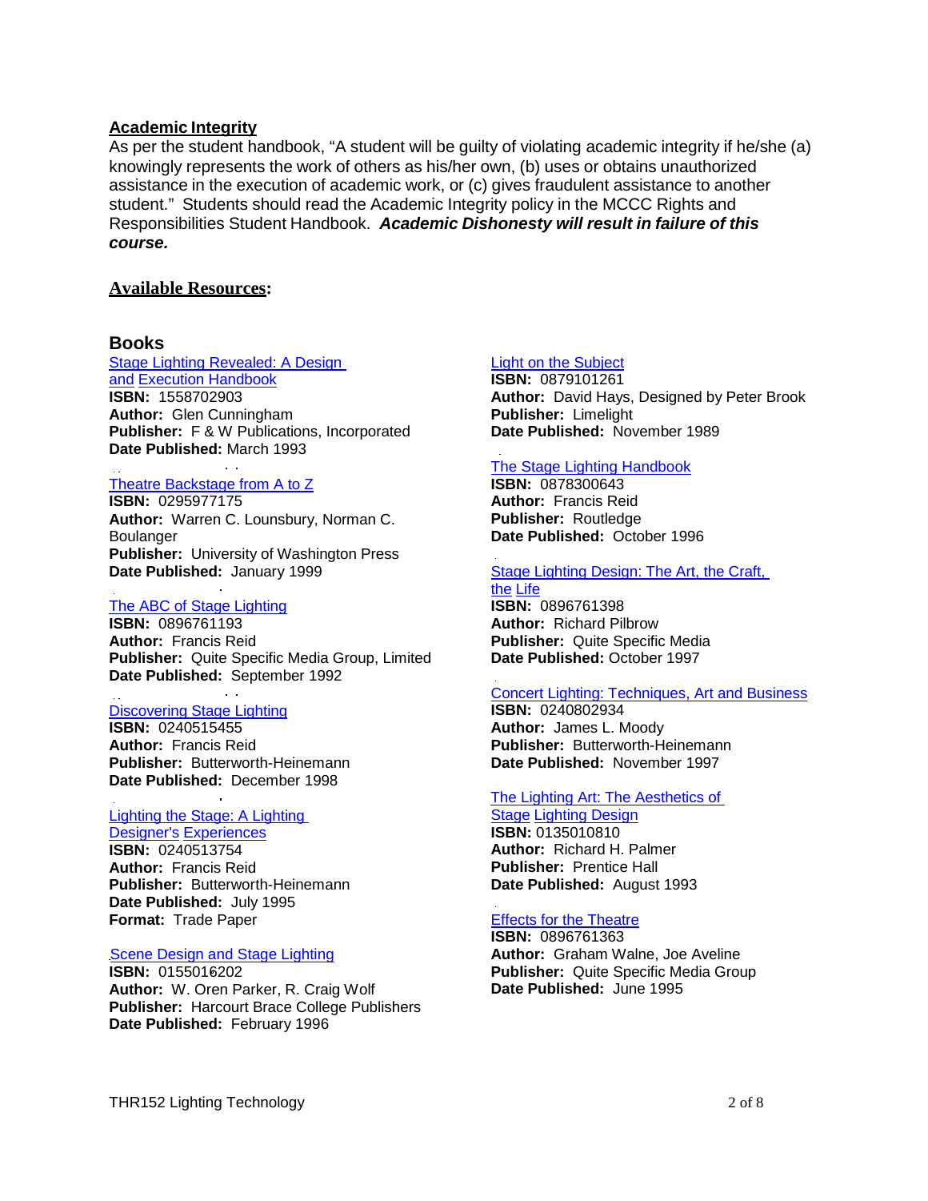## Academic Integrity

As per the student handbook, “A student will be guilty of violating academic integrity if he/she (a) knowingly represents the work of others as his/her own, (b) uses or obtains unauthorized assistance in the execution of academic work, or (c) gives fraudulent assistance to another student.” Students should read the Academic Integrity policy in the MCCC Rights and Responsibilities Student Handbook. ***Academic Dishonesty will result in failure of this course.***

## Available Resources:

### Books

Stage Lighting Revealed: A Design and Execution Handbook
**ISBN:** 1558702903
**Author:** Glen Cunningham
**Publisher:** F & W Publications, Incorporated
**Date Published:** March 1993

Theatre Backstage from A to Z
**ISBN:** 0295977175
**Author:** Warren C. Lounsbury, Norman C. Boulanger
**Publisher:** University of Washington Press
**Date Published:** January 1999

The ABC of Stage Lighting
**ISBN:** 0896761193
**Author:** Francis Reid
**Publisher:** Quite Specific Media Group, Limited
**Date Published:** September 1992

Discovering Stage Lighting
**ISBN:** 0240515455
**Author:** Francis Reid
**Publisher:** Butterworth-Heinemann
**Date Published:** December 1998

Lighting the Stage: A Lighting Designer's Experiences
**ISBN:** 0240513754
**Author:** Francis Reid
**Publisher:** Butterworth-Heinemann
**Date Published:** July 1995
**Format:** Trade Paper

Scene Design and Stage Lighting
**ISBN:** 0155016202
**Author:** W. Oren Parker, R. Craig Wolf
**Publisher:** Harcourt Brace College Publishers
**Date Published:** February 1996

Light on the Subject
**ISBN:** 0879101261
**Author:** David Hays, Designed by Peter Brook
**Publisher:** Limelight
**Date Published:** November 1989

The Stage Lighting Handbook
**ISBN:** 0878300643
**Author:** Francis Reid
**Publisher:** Routledge
**Date Published:** October 1996

Stage Lighting Design: The Art, the Craft, the Life
**ISBN:** 0896761398
**Author:** Richard Pilbrow
**Publisher:** Quite Specific Media
**Date Published:** October 1997

Concert Lighting: Techniques, Art and Business
**ISBN:** 0240802934
**Author:** James L. Moody
**Publisher:** Butterworth-Heinemann
**Date Published:** November 1997

The Lighting Art: The Aesthetics of Stage Lighting Design
**ISBN:** 0135010810
**Author:** Richard H. Palmer
**Publisher:** Prentice Hall
**Date Published:** August 1993

Effects for the Theatre
**ISBN:** 0896761363
**Author:** Graham Walne, Joe Aveline
**Publisher:** Quite Specific Media Group
**Date Published:** June 1995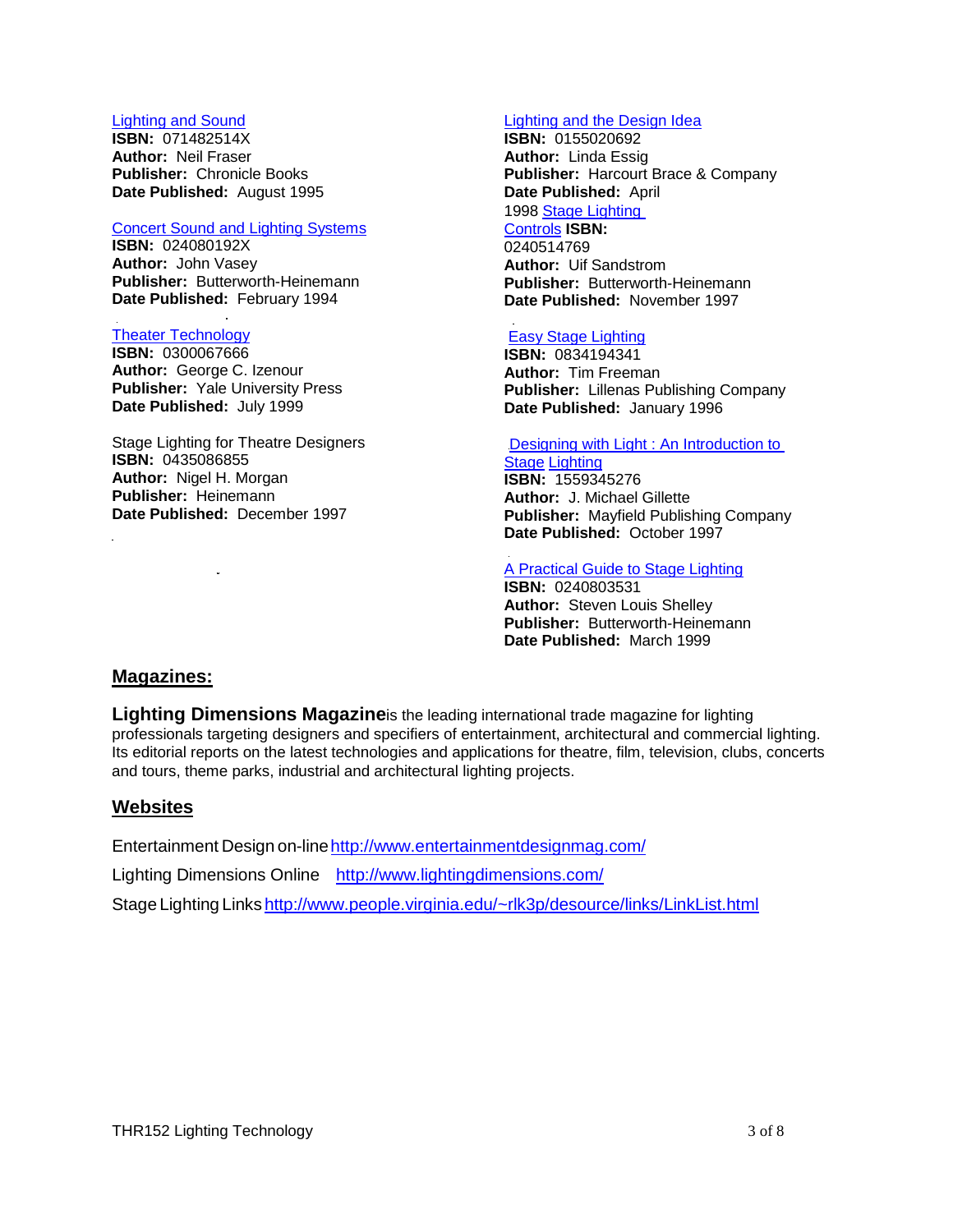[Lighting and Sound](#)
**ISBN:** 071482514X
**Author:** Neil Fraser
**Publisher:** Chronicle Books
**Date Published:** August 1995

[Concert Sound and Lighting Systems](#)
**ISBN:** 024080192X
**Author:** John Vasey
**Publisher:** Butterworth-Heinemann
**Date Published:** February 1994

[Theater Technology](#)
**ISBN:** 0300067666
**Author:** George C. Izenour
**Publisher:** Yale University Press
**Date Published:** July 1999

Stage Lighting for Theatre Designers
**ISBN:** 0435086855
**Author:** Nigel H. Morgan
**Publisher:** Heinemann
**Date Published:** December 1997

[Lighting and the Design Idea](#)
**ISBN:** 0155020692
**Author:** Linda Essig
**Publisher:** Harcourt Brace & Company
**Date Published:** April 1998

[Stage Lighting Controls](#)
**ISBN:** 0240514769
**Author:** Uif Sandstrom
**Publisher:** Butterworth-Heinemann
**Date Published:** November 1997

[Easy Stage Lighting](#)
**ISBN:** 0834194341
**Author:** Tim Freeman
**Publisher:** Lillenas Publishing Company
**Date Published:** January 1996

[Designing with Light : An Introduction to Stage Lighting](#)
**ISBN:** 1559345276
**Author:** J. Michael Gillette
**Publisher:** Mayfield Publishing Company
**Date Published:** October 1997

[A Practical Guide to Stage Lighting](#)
**ISBN:** 0240803531
**Author:** Steven Louis Shelley
**Publisher:** Butterworth-Heinemann
**Date Published:** March 1999

## Magazines:

**Lighting Dimensions Magazine** is the leading international trade magazine for lighting professionals targeting designers and specifiers of entertainment, architectural and commercial lighting. Its editorial reports on the latest technologies and applications for theatre, film, television, clubs, concerts and tours, theme parks, industrial and architectural lighting projects.

## Websites

Entertainment Design on-line http://www.entertainmentdesignmag.com/

Lighting Dimensions Online http://www.lightingdimensions.com/

Stage Lighting Links http://www.people.virginia.edu/~rlk3p/desource/links/LinkList.html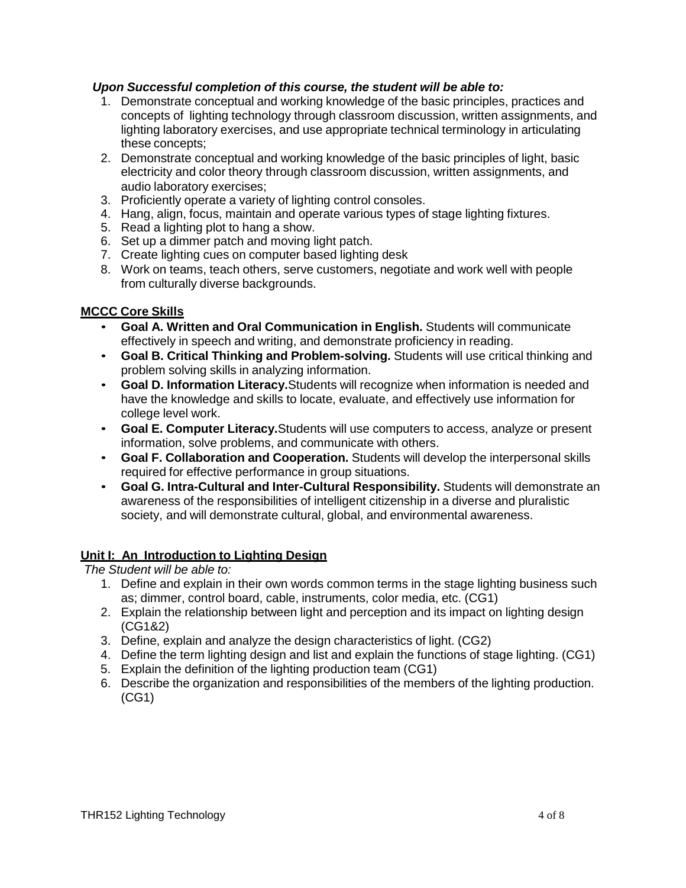***Upon Successful completion of this course, the student will be able to:***

1. Demonstrate conceptual and working knowledge of the basic principles, practices and concepts of lighting technology through classroom discussion, written assignments, and lighting laboratory exercises, and use appropriate technical terminology in articulating these concepts;
2. Demonstrate conceptual and working knowledge of the basic principles of light, basic electricity and color theory through classroom discussion, written assignments, and audio laboratory exercises;
3. Proficiently operate a variety of lighting control consoles.
4. Hang, align, focus, maintain and operate various types of stage lighting fixtures.
5. Read a lighting plot to hang a show.
6. Set up a dimmer patch and moving light patch.
7. Create lighting cues on computer based lighting desk
8. Work on teams, teach others, serve customers, negotiate and work well with people from culturally diverse backgrounds.

## MCCC Core Skills

- **Goal A. Written and Oral Communication in English.** Students will communicate effectively in speech and writing, and demonstrate proficiency in reading.
- **Goal B. Critical Thinking and Problem-solving.** Students will use critical thinking and problem solving skills in analyzing information.
- **Goal D. Information Literacy.** Students will recognize when information is needed and have the knowledge and skills to locate, evaluate, and effectively use information for college level work.
- **Goal E. Computer Literacy.** Students will use computers to access, analyze or present information, solve problems, and communicate with others.
- **Goal F. Collaboration and Cooperation.** Students will develop the interpersonal skills required for effective performance in group situations.
- **Goal G. Intra-Cultural and Inter-Cultural Responsibility.** Students will demonstrate an awareness of the responsibilities of intelligent citizenship in a diverse and pluralistic society, and will demonstrate cultural, global, and environmental awareness.

## Unit I: An Introduction to Lighting Design

*The Student will be able to:*

1. Define and explain in their own words common terms in the stage lighting business such as; dimmer, control board, cable, instruments, color media, etc. (CG1)
2. Explain the relationship between light and perception and its impact on lighting design (CG1&2)
3. Define, explain and analyze the design characteristics of light. (CG2)
4. Define the term lighting design and list and explain the functions of stage lighting. (CG1)
5. Explain the definition of the lighting production team (CG1)
6. Describe the organization and responsibilities of the members of the lighting production. (CG1)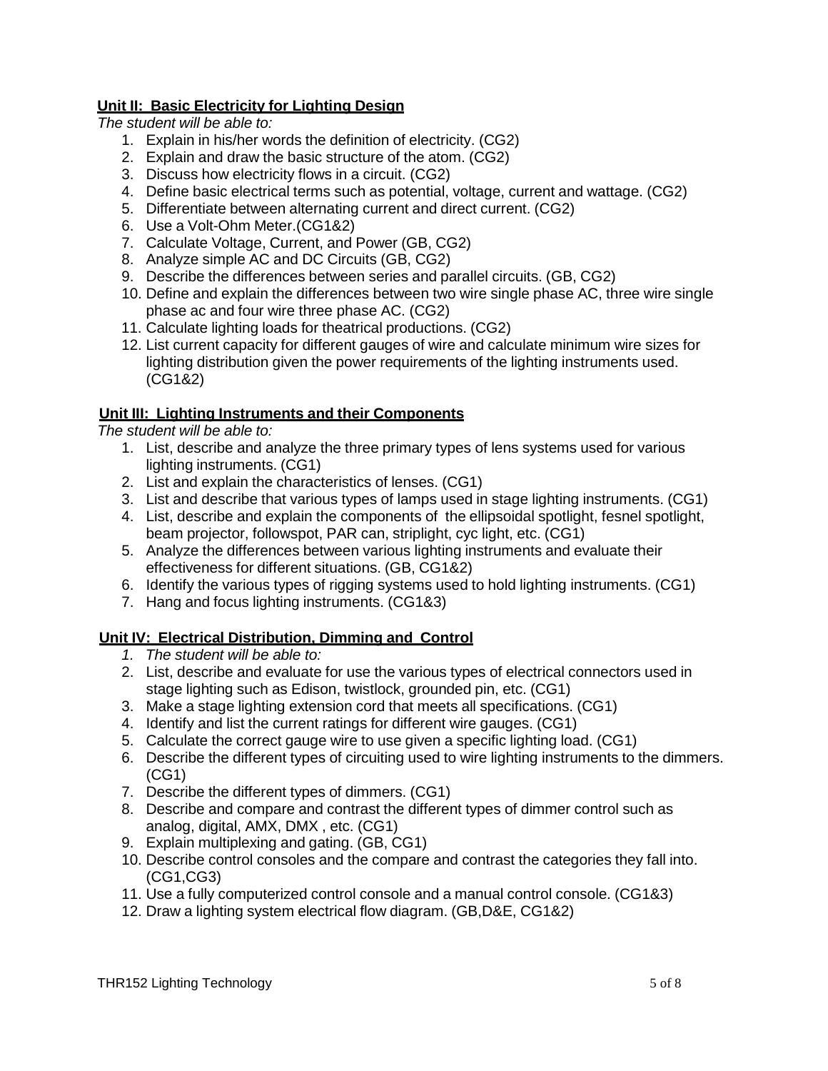**Unit II: Basic Electricity for Lighting Design**

*The student will be able to:*

1. Explain in his/her words the definition of electricity. (CG2)
2. Explain and draw the basic structure of the atom. (CG2)
3. Discuss how electricity flows in a circuit. (CG2)
4. Define basic electrical terms such as potential, voltage, current and wattage. (CG2)
5. Differentiate between alternating current and direct current. (CG2)
6. Use a Volt-Ohm Meter.(CG1&2)
7. Calculate Voltage, Current, and Power (GB, CG2)
8. Analyze simple AC and DC Circuits (GB, CG2)
9. Describe the differences between series and parallel circuits. (GB, CG2)
10. Define and explain the differences between two wire single phase AC, three wire single phase ac and four wire three phase AC. (CG2)
11. Calculate lighting loads for theatrical productions. (CG2)
12. List current capacity for different gauges of wire and calculate minimum wire sizes for lighting distribution given the power requirements of the lighting instruments used. (CG1&2)

**Unit III: Lighting Instruments and their Components**

*The student will be able to:*

1. List, describe and analyze the three primary types of lens systems used for various lighting instruments. (CG1)
2. List and explain the characteristics of lenses. (CG1)
3. List and describe that various types of lamps used in stage lighting instruments. (CG1)
4. List, describe and explain the components of the ellipsoidal spotlight, fesnel spotlight, beam projector, followspot, PAR can, striplight, cyc light, etc. (CG1)
5. Analyze the differences between various lighting instruments and evaluate their effectiveness for different situations. (GB, CG1&2)
6. Identify the various types of rigging systems used to hold lighting instruments. (CG1)
7. Hang and focus lighting instruments. (CG1&3)

**Unit IV: Electrical Distribution, Dimming and Control**

1. *The student will be able to:*
2. List, describe and evaluate for use the various types of electrical connectors used in stage lighting such as Edison, twistlock, grounded pin, etc. (CG1)
3. Make a stage lighting extension cord that meets all specifications. (CG1)
4. Identify and list the current ratings for different wire gauges. (CG1)
5. Calculate the correct gauge wire to use given a specific lighting load. (CG1)
6. Describe the different types of circuiting used to wire lighting instruments to the dimmers. (CG1)
7. Describe the different types of dimmers. (CG1)
8. Describe and compare and contrast the different types of dimmer control such as analog, digital, AMX, DMX , etc. (CG1)
9. Explain multiplexing and gating. (GB, CG1)
10. Describe control consoles and the compare and contrast the categories they fall into. (CG1,CG3)
11. Use a fully computerized control console and a manual control console. (CG1&3)
12. Draw a lighting system electrical flow diagram. (GB,D&E, CG1&2)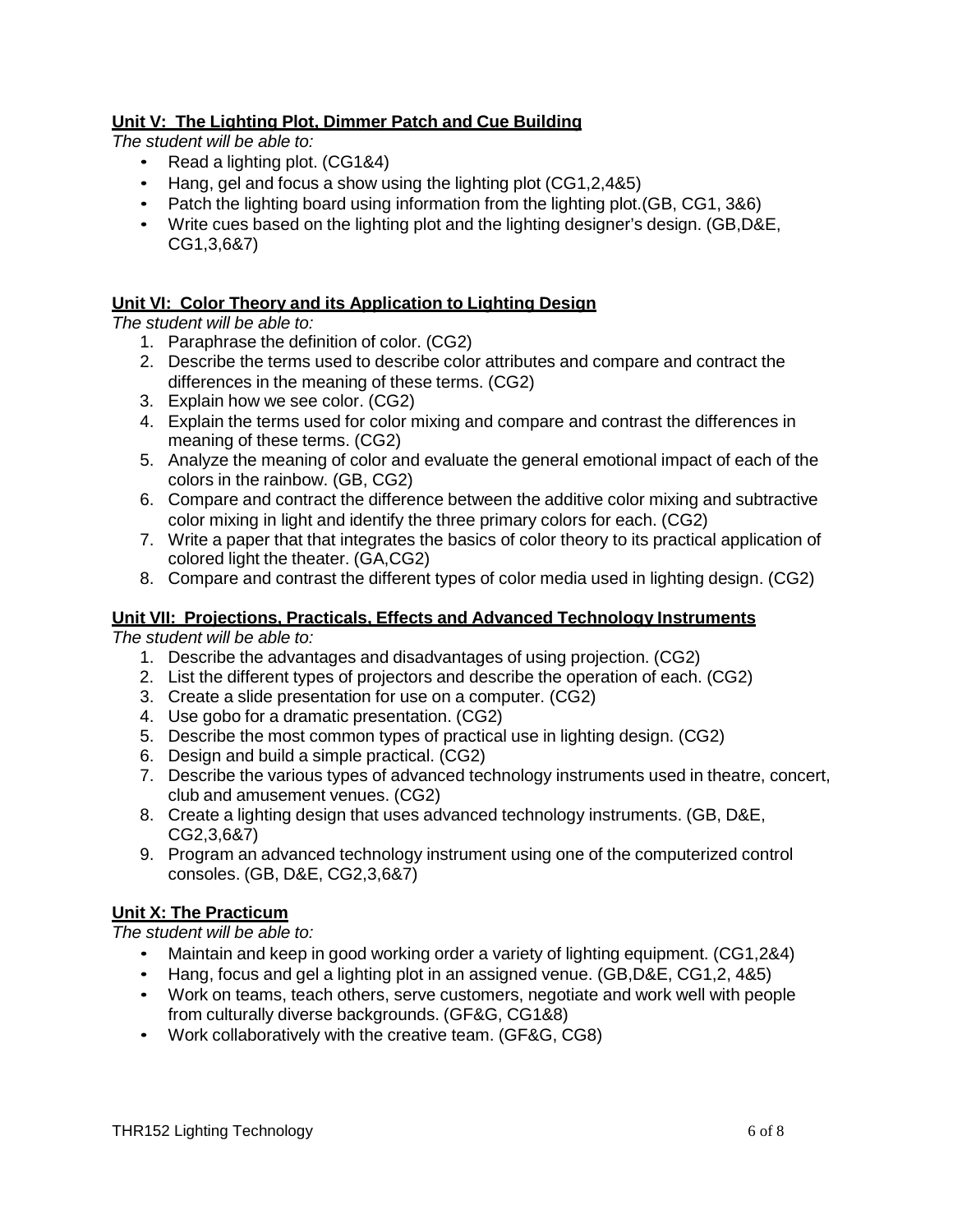**Unit V: The Lighting Plot, Dimmer Patch and Cue Building**

*The student will be able to:*

- Read a lighting plot. (CG1&4)
- Hang, gel and focus a show using the lighting plot (CG1,2,4&5)
- Patch the lighting board using information from the lighting plot.(GB, CG1, 3&6)
- Write cues based on the lighting plot and the lighting designer's design. (GB,D&E, CG1,3,6&7)

**Unit VI: Color Theory and its Application to Lighting Design**

*The student will be able to:*

1. Paraphrase the definition of color. (CG2)
2. Describe the terms used to describe color attributes and compare and contract the differences in the meaning of these terms. (CG2)
3. Explain how we see color. (CG2)
4. Explain the terms used for color mixing and compare and contrast the differences in meaning of these terms. (CG2)
5. Analyze the meaning of color and evaluate the general emotional impact of each of the colors in the rainbow. (GB, CG2)
6. Compare and contract the difference between the additive color mixing and subtractive color mixing in light and identify the three primary colors for each. (CG2)
7. Write a paper that that integrates the basics of color theory to its practical application of colored light the theater. (GA,CG2)
8. Compare and contrast the different types of color media used in lighting design. (CG2)

**Unit VII: Projections, Practicals, Effects and Advanced Technology Instruments**

*The student will be able to:*

1. Describe the advantages and disadvantages of using projection. (CG2)
2. List the different types of projectors and describe the operation of each. (CG2)
3. Create a slide presentation for use on a computer. (CG2)
4. Use gobo for a dramatic presentation. (CG2)
5. Describe the most common types of practical use in lighting design. (CG2)
6. Design and build a simple practical. (CG2)
7. Describe the various types of advanced technology instruments used in theatre, concert, club and amusement venues. (CG2)
8. Create a lighting design that uses advanced technology instruments. (GB, D&E, CG2,3,6&7)
9. Program an advanced technology instrument using one of the computerized control consoles. (GB, D&E, CG2,3,6&7)

**Unit X: The Practicum**

*The student will be able to:*

- Maintain and keep in good working order a variety of lighting equipment. (CG1,2&4)
- Hang, focus and gel a lighting plot in an assigned venue. (GB,D&E, CG1,2, 4&5)
- Work on teams, teach others, serve customers, negotiate and work well with people from culturally diverse backgrounds. (GF&G, CG1&8)
- Work collaboratively with the creative team. (GF&G, CG8)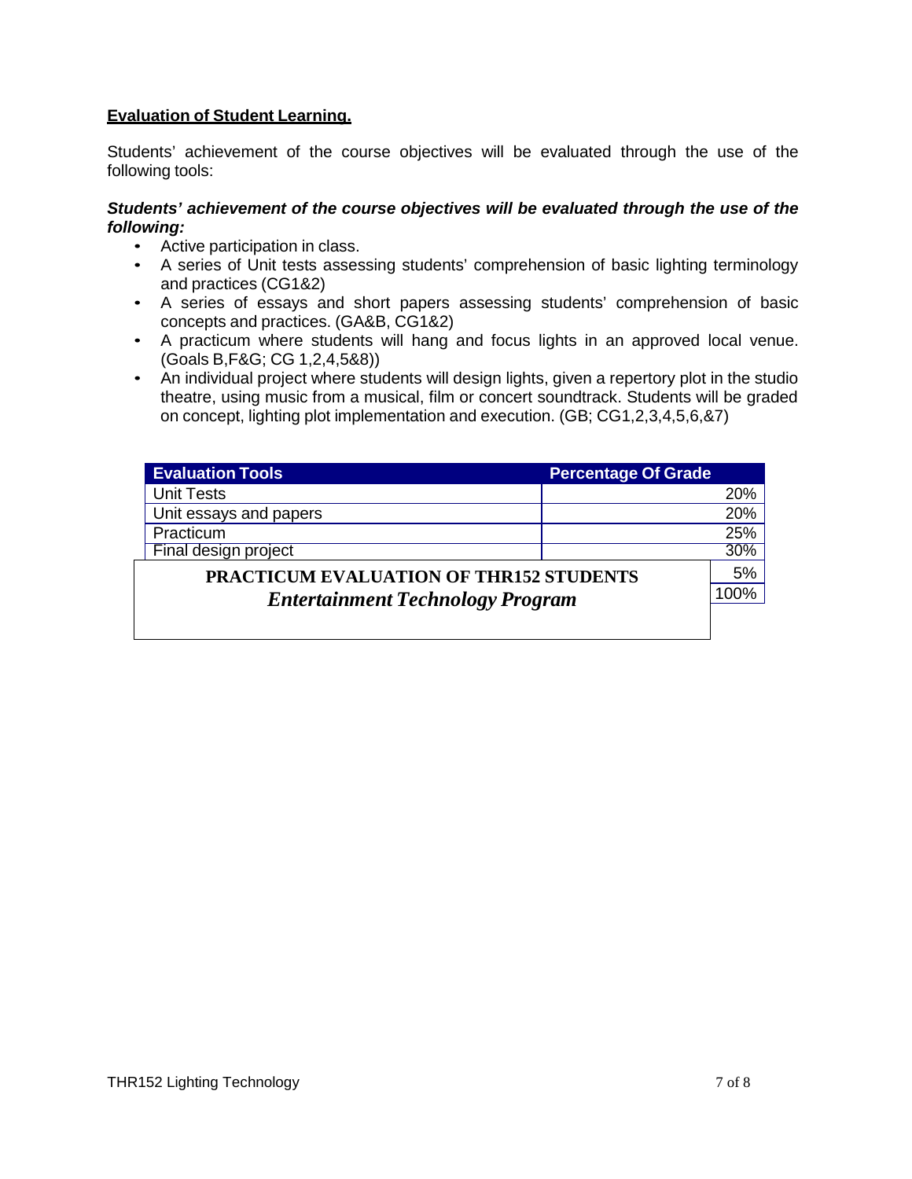**Evaluation of Student Learning.**

Students' achievement of the course objectives will be evaluated through the use of the following tools:

***Students' achievement of the course objectives will be evaluated through the use of the following:***

- Active participation in class.
- A series of Unit tests assessing students' comprehension of basic lighting terminology and practices (CG1&2)
- A series of essays and short papers assessing students' comprehension of basic concepts and practices. (GA&B, CG1&2)
- A practicum where students will hang and focus lights in an approved local venue. (Goals B,F&G; CG 1,2,4,5&8))
- An individual project where students will design lights, given a repertory plot in the studio theatre, using music from a musical, film or concert soundtrack. Students will be graded on concept, lighting plot implementation and execution. (GB; CG1,2,3,4,5,6,&7)

| Evaluation Tools | Percentage Of Grade |
|---|---|
| Unit Tests | 20% |
| Unit essays and papers | 20% |
| Practicum | 25% |
| Final design project | 30% |
| | 5% |
| | 100% |

**PRACTICUM EVALUATION OF THR152 STUDENTS**

***Entertainment Technology Program***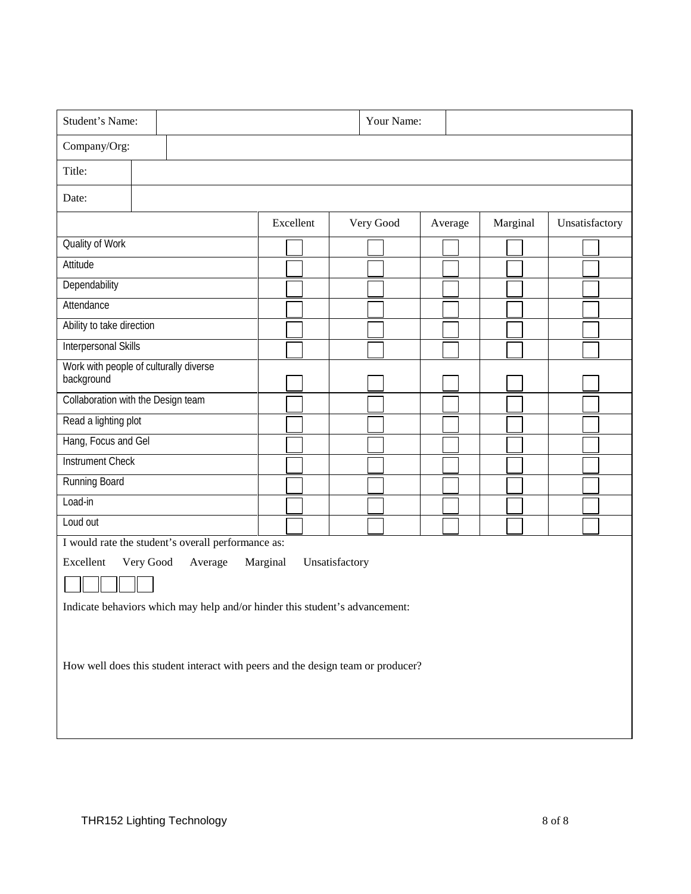| | | | |
|---|---|---|---|
| Student's Name: | | Your Name: | |
| Company/Org: | | | |
| Title: | | | |
| Date: | | | |

| | Excellent | Very Good | Average | Marginal | Unsatisfactory |
|---|---|---|---|---|---|
| Quality of Work | ☐ | ☐ | ☐ | ☐ | ☐ |
| Attitude | ☐ | ☐ | ☐ | ☐ | ☐ |
| Dependability | ☐ | ☐ | ☐ | ☐ | ☐ |
| Attendance | ☐ | ☐ | ☐ | ☐ | ☐ |
| Ability to take direction | ☐ | ☐ | ☐ | ☐ | ☐ |
| Interpersonal Skills | ☐ | ☐ | ☐ | ☐ | ☐ |
| Work with people of culturally diverse background | ☐ | ☐ | ☐ | ☐ | ☐ |
| Collaboration with the Design team | ☐ | ☐ | ☐ | ☐ | ☐ |
| Read a lighting plot | ☐ | ☐ | ☐ | ☐ | ☐ |
| Hang, Focus and Gel | ☐ | ☐ | ☐ | ☐ | ☐ |
| Instrument Check | ☐ | ☐ | ☐ | ☐ | ☐ |
| Running Board | ☐ | ☐ | ☐ | ☐ | ☐ |
| Load-in | ☐ | ☐ | ☐ | ☐ | ☐ |
| Loud out | ☐ | ☐ | ☐ | ☐ | ☐ |

I would rate the student's overall performance as:

Excellent Very Good Average Marginal Unsatisfactory

☐ ☐ ☐ ☐ ☐

Indicate behaviors which may help and/or hinder this student's advancement:

How well does this student interact with peers and the design team or producer?